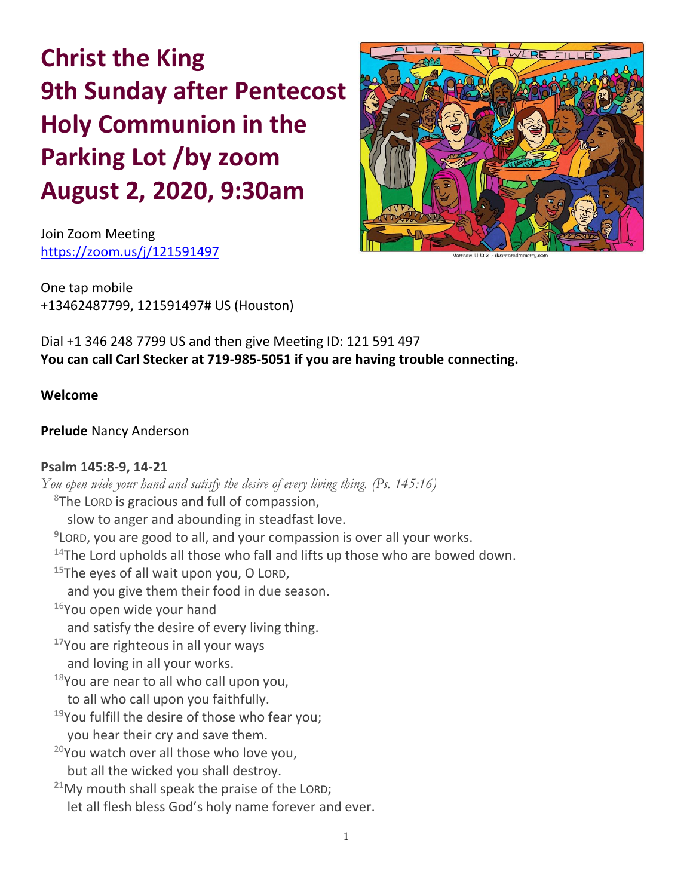# Christ the King 9th Sunday after Pentecost Holy Communion in the Parking Lot /by zoom August 2, 2020, 9:30am

Join Zoom Meeting
https://zoom.us/j/121591497

One tap mobile
+13462487799, 121591497# US (Houston)

Dial +1 346 248 7799 US and then give Meeting ID: 121 591 497
**You can call Carl Stecker at 719-985-5051 if you are having trouble connecting.**

**Welcome**

**Prelude** Nancy Anderson

**Psalm 145:8-9, 14-21**

*You open wide your hand and satisfy the desire of every living thing. (Ps. 145:16)*

8The LORD is gracious and full of compassion,
  slow to anger and abounding in steadfast love.
**9**LORD, you are good to all, and your compassion is over all your works.
14The Lord upholds all those who fall and lifts up those who are bowed down.
**15**The eyes of all wait upon you, O LORD,
  and you give them their food in due season.
16You open wide your hand
  and satisfy the desire of every living thing.
**17**You are righteous in all your ways
  and loving in all your works.
18You are near to all who call upon you,
  to all who call upon you faithfully.
**19**You fulfill the desire of those who fear you;
  you hear their cry and save them.
20You watch over all those who love you,
  but all the wicked you shall destroy.
**21**My mouth shall speak the praise of the LORD;
  let all flesh bless God's holy name forever and ever.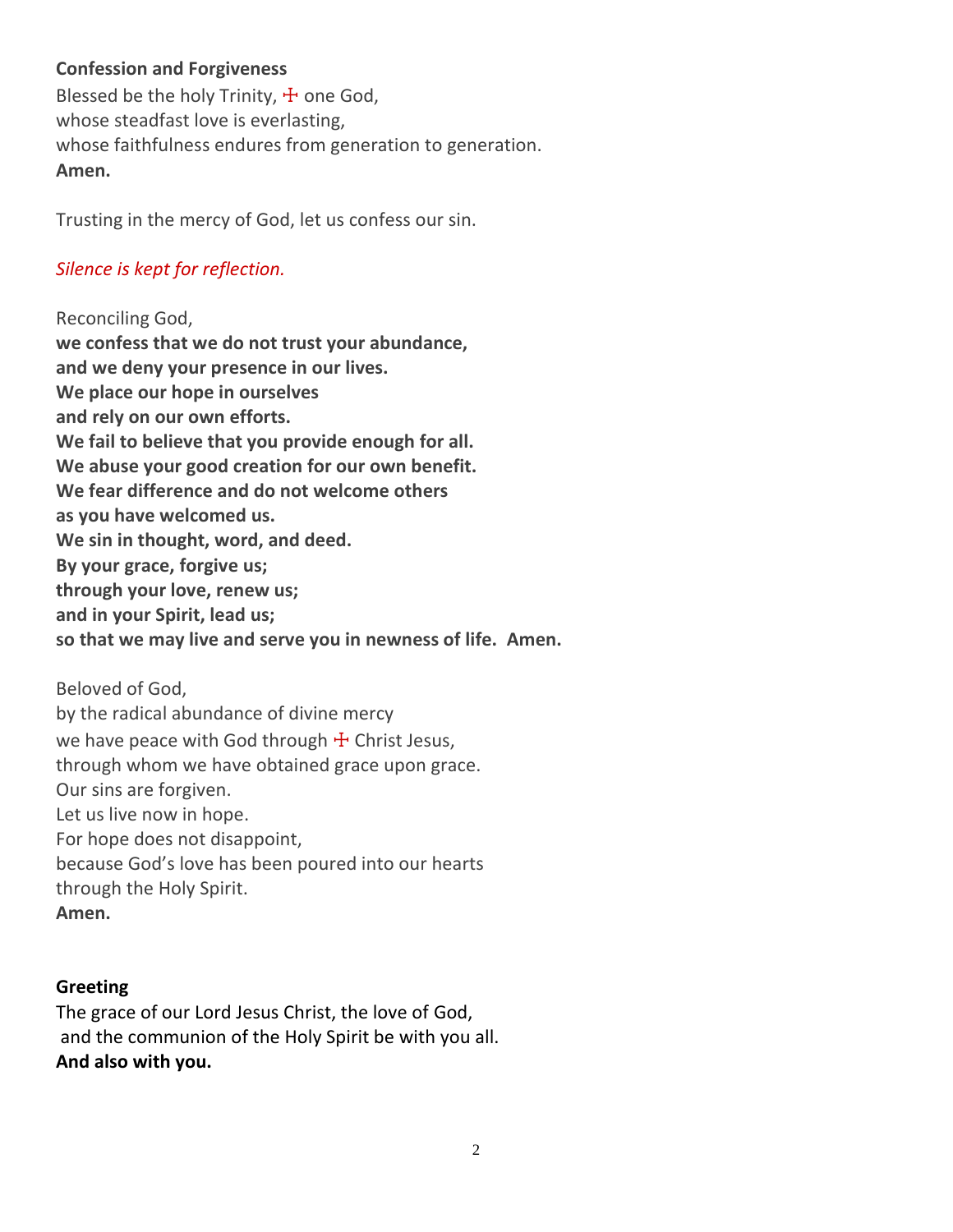**Confession and Forgiveness**

Blessed be the holy Trinity, ☩ one God,
whose steadfast love is everlasting,
whose faithfulness endures from generation to generation.
**Amen.**

Trusting in the mercy of God, let us confess our sin.

*Silence is kept for reflection.*

Reconciling God,
**we confess that we do not trust your abundance,**
**and we deny your presence in our lives.**
**We place our hope in ourselves**
**and rely on our own efforts.**
**We fail to believe that you provide enough for all.**
**We abuse your good creation for our own benefit.**
**We fear difference and do not welcome others**
**as you have welcomed us.**
**We sin in thought, word, and deed.**
**By your grace, forgive us;**
**through your love, renew us;**
**and in your Spirit, lead us;**
**so that we may live and serve you in newness of life. Amen.**

Beloved of God,
by the radical abundance of divine mercy
we have peace with God through ☩ Christ Jesus,
through whom we have obtained grace upon grace.
Our sins are forgiven.
Let us live now in hope.
For hope does not disappoint,
because God's love has been poured into our hearts
through the Holy Spirit.
**Amen.**

**Greeting**

The grace of our Lord Jesus Christ, the love of God,
and the communion of the Holy Spirit be with you all.
**And also with you.**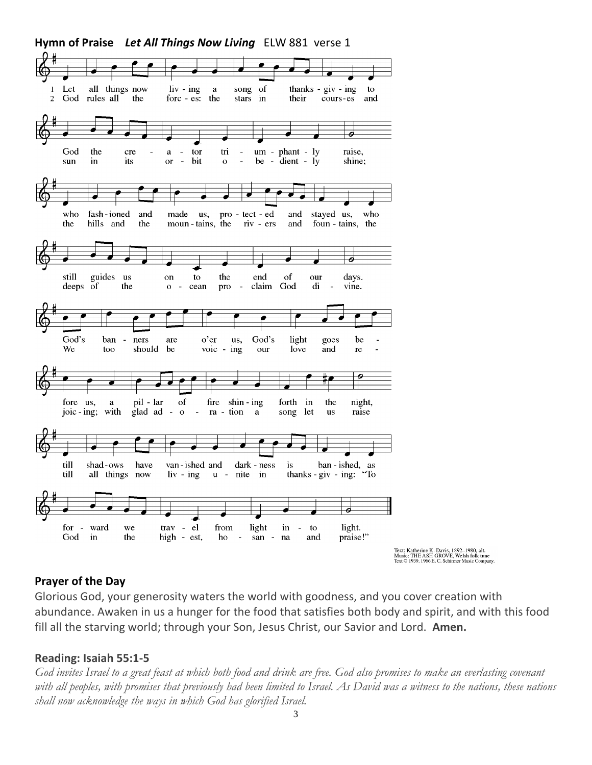**Hymn of Praise** ***Let All Things Now Living*** ELW 881 verse 1

1 Let all things now living a song of thanksgiving to God the creator triumphantly raise, who fashioned and made us, protected and stayed us, who still guides us on to the end of our days. God's banners are o'er us, God's light goes before us, a pillar of fire shining forth in the night, till shadows have vanished and darkness is banished, as forward we travel from light into light.

2 God rules all the forces: the stars in their courses and sun in its orbit obediently shine; the hills and the mountains, the rivers and fountains, the deeps of the ocean proclaim God divine. We too should be voicing our love and rejoicing; with glad adoration a song let us raise till all things now living unite in thanksgiving: "To God in the highest, hosanna and praise!"

Text: Katherine K. Davis, 1892–1980, alt.
Music: THE ASH GROVE, Welsh folk tune
Text © 1939, 1966 E. C. Schirmer Music Company.

## Prayer of the Day

Glorious God, your generosity waters the world with goodness, and you cover creation with abundance. Awaken in us a hunger for the food that satisfies both body and spirit, and with this food fill all the starving world; through your Son, Jesus Christ, our Savior and Lord. **Amen.**

## Reading: Isaiah 55:1-5

*God invites Israel to a great feast at which both food and drink are free. God also promises to make an everlasting covenant with all peoples, with promises that previously had been limited to Israel. As David was a witness to the nations, these nations shall now acknowledge the ways in which God has glorified Israel.*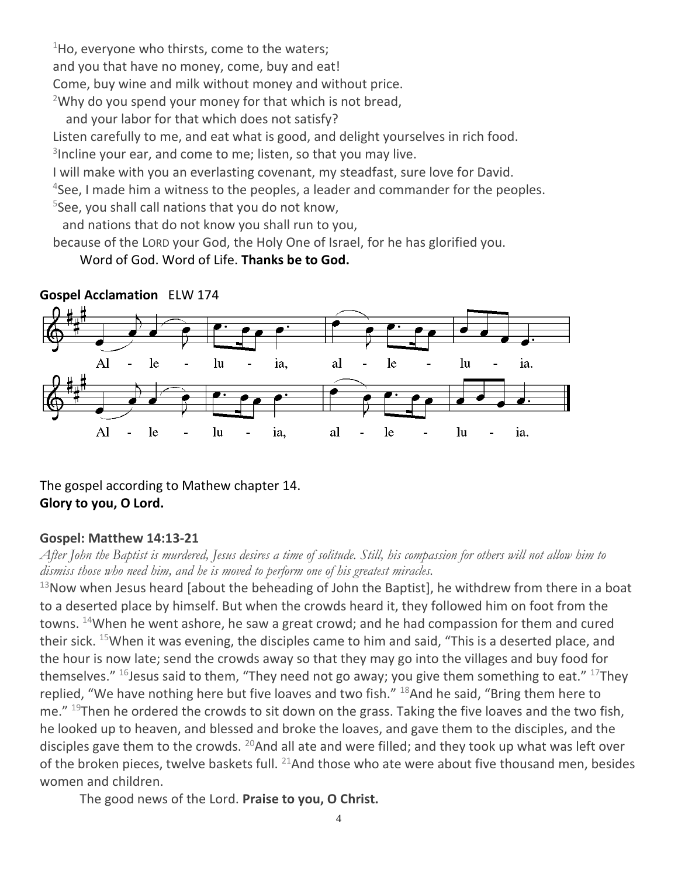[1]Ho, everyone who thirsts, come to the waters;
and you that have no money, come, buy and eat!
Come, buy wine and milk without money and without price.
[2]Why do you spend your money for that which is not bread,
  and your labor for that which does not satisfy?
Listen carefully to me, and eat what is good, and delight yourselves in rich food.
[3]Incline your ear, and come to me; listen, so that you may live.
I will make with you an everlasting covenant, my steadfast, sure love for David.
[4]See, I made him a witness to the peoples, a leader and commander for the peoples.
[5]See, you shall call nations that you do not know,
  and nations that do not know you shall run to you,
because of the LORD your God, the Holy One of Israel, for he has glorified you.

Word of God. Word of Life. **Thanks be to God.**

**Gospel Acclamation** ELW 174

Al - le - lu - ia, al - le - lu - ia.
Al - le - lu - ia, al - le - lu - ia.

The gospel according to Mathew chapter 14.
**Glory to you, O Lord.**

**Gospel: Matthew 14:13-21**

*After John the Baptist is murdered, Jesus desires a time of solitude. Still, his compassion for others will not allow him to dismiss those who need him, and he is moved to perform one of his greatest miracles.*

[13]Now when Jesus heard [about the beheading of John the Baptist], he withdrew from there in a boat to a deserted place by himself. But when the crowds heard it, they followed him on foot from the towns. [14]When he went ashore, he saw a great crowd; and he had compassion for them and cured their sick. [15]When it was evening, the disciples came to him and said, "This is a deserted place, and the hour is now late; send the crowds away so that they may go into the villages and buy food for themselves." [16]Jesus said to them, "They need not go away; you give them something to eat." [17]They replied, "We have nothing here but five loaves and two fish." [18]And he said, "Bring them here to me." [19]Then he ordered the crowds to sit down on the grass. Taking the five loaves and the two fish, he looked up to heaven, and blessed and broke the loaves, and gave them to the disciples, and the disciples gave them to the crowds. [20]And all ate and were filled; and they took up what was left over of the broken pieces, twelve baskets full. [21]And those who ate were about five thousand men, besides women and children.

The good news of the Lord. **Praise to you, O Christ.**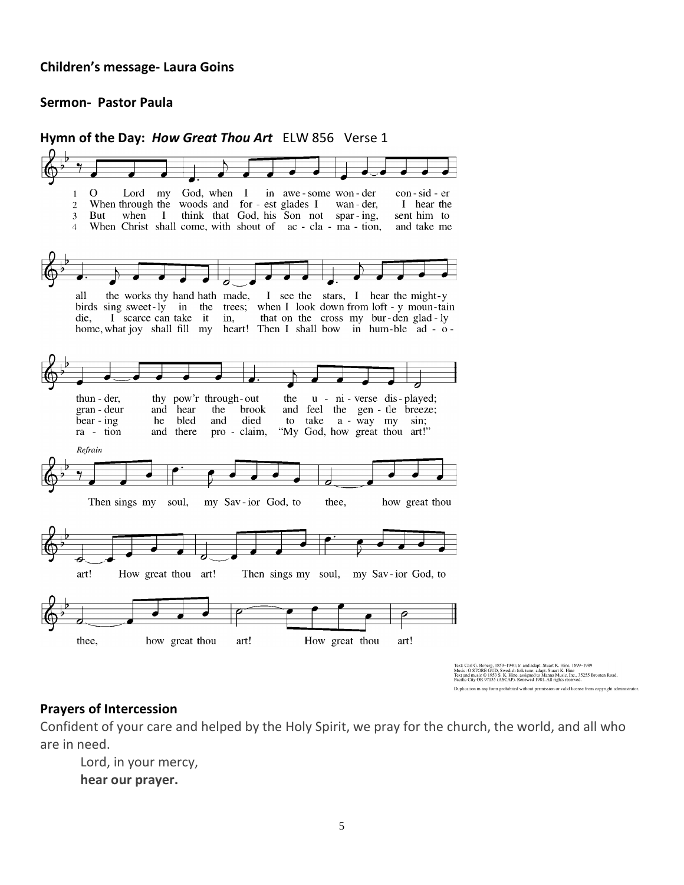**Children's message- Laura Goins**

**Sermon- Pastor Paula**

**Hymn of the Day:** ***How Great Thou Art*** ELW 856 Verse 1

1 O Lord my God, when I in awe-some won-der con-sid-er all the works thy hand hath made, I see the stars, I hear the might-y thun-der, thy pow'r through-out the u-ni-verse dis-played;

2 When through the woods and for-est glades I wan-der, I hear the birds sing sweet-ly in the trees; when I look down from loft-y moun-tain gran-deur and hear the brook and feel the gen-tle breeze;

3 But when I think that God, his Son not spar-ing, sent him to die, I scarce can take it in, that on the cross my bur-den glad-ly bear-ing he bled and died to take a-way my sin;

4 When Christ shall come, with shout of ac-cla-ma-tion, and take me home, what joy shall fill my heart! Then I shall bow in hum-ble ad-o-ra-tion and there pro-claim, "My God, how great thou art!"

*Refrain*

Then sings my soul, my Sav-ior God, to thee, how great thou art! How great thou art! Then sings my soul, my Sav-ior God, to thee, how great thou art! How great thou art!

Text: Carl G. Boberg, 1859–1940; tr. and adapt. Stuart K. Hine, 1899–1989
Music: O STORE GUD, Swedish folk tune; adapt. Stuart K. Hine
Text and music © 1953 S. K. Hine, assigned to Manna Music, Inc., 35255 Brooten Road, Pacific City OR 97135 (ASCAP). Renewed 1981. All rights reserved.
Duplication in any form prohibited without permission or valid license from copyright administrator.

**Prayers of Intercession**

Confident of your care and helped by the Holy Spirit, we pray for the church, the world, and all who are in need.

Lord, in your mercy,
**hear our prayer.**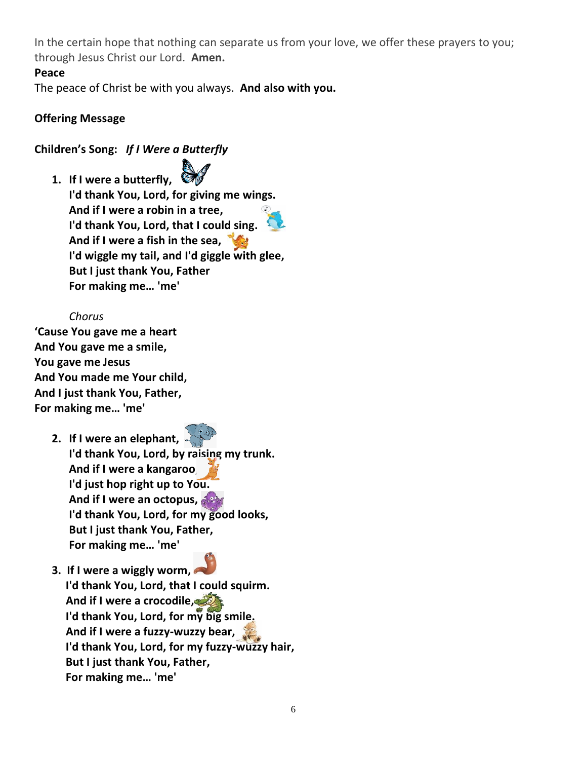In the certain hope that nothing can separate us from your love, we offer these prayers to you; through Jesus Christ our Lord. **Amen.**

**Peace**

The peace of Christ be with you always. **And also with you.**

**Offering Message**

**Children's Song:** ***If I Were a Butterfly***

1. **If I were a butterfly,**
   **I'd thank You, Lord, for giving me wings.**
   **And if I were a robin in a tree,**
   **I'd thank You, Lord, that I could sing.**
   **And if I were a fish in the sea,**
   **I'd wiggle my tail, and I'd giggle with glee,**
   **But I just thank You, Father**
   **For making me… 'me'**

*Chorus*

**'Cause You gave me a heart**
**And You gave me a smile,**
**You gave me Jesus**
**And You made me Your child,**
**And I just thank You, Father,**
**For making me… 'me'**

2. **If I were an elephant,**
   **I'd thank You, Lord, by raising my trunk.**
   **And if I were a kangaroo,**
   **I'd just hop right up to You.**
   **And if I were an octopus,**
   **I'd thank You, Lord, for my good looks,**
   **But I just thank You, Father,**
   **For making me… 'me'**

3. **If I were a wiggly worm,**
   **I'd thank You, Lord, that I could squirm.**
   **And if I were a crocodile,**
   **I'd thank You, Lord, for my big smile.**
   **And if I were a fuzzy-wuzzy bear,**
   **I'd thank You, Lord, for my fuzzy-wuzzy hair,**
   **But I just thank You, Father,**
   **For making me… 'me'**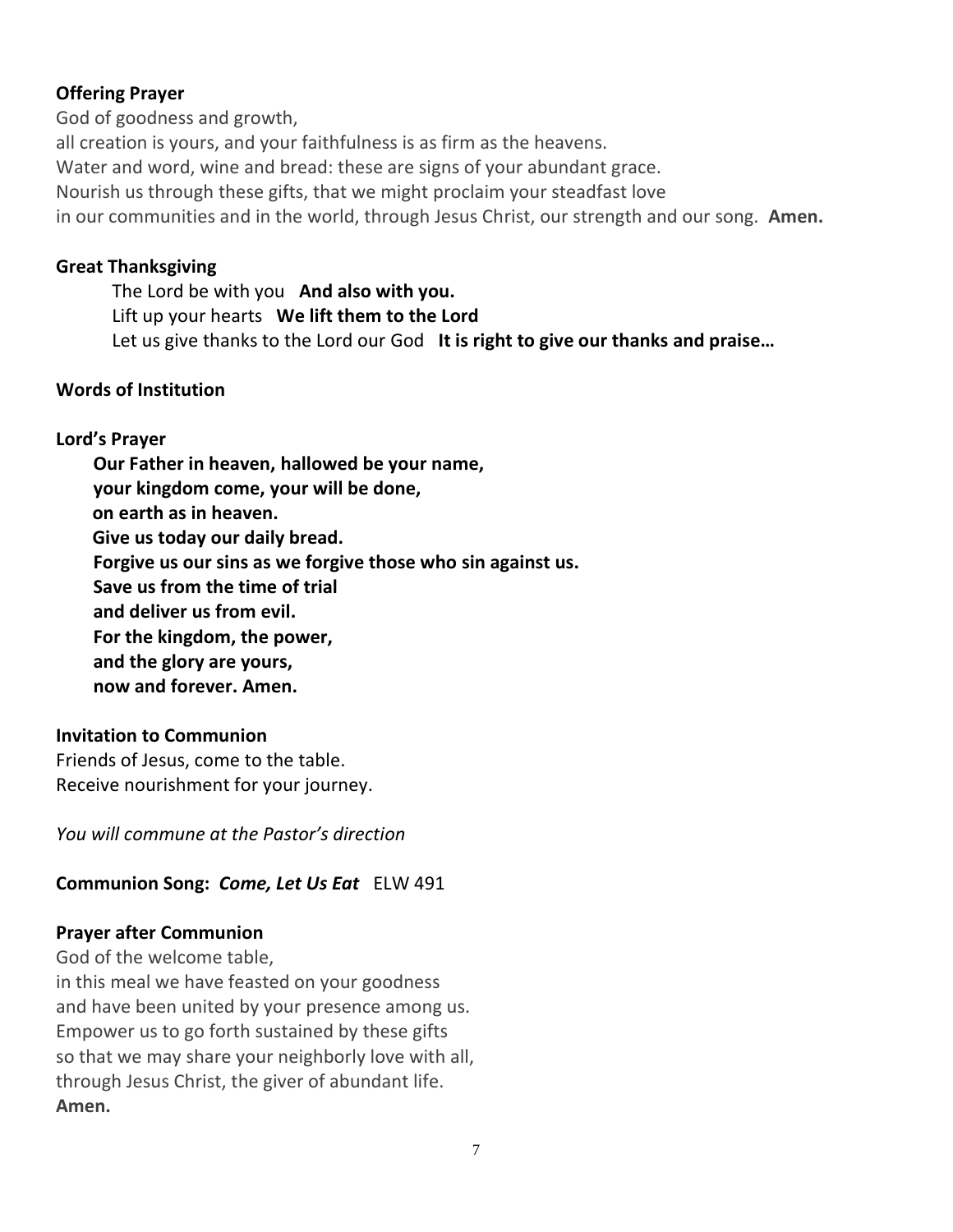**Offering Prayer**

God of goodness and growth,
all creation is yours, and your faithfulness is as firm as the heavens.
Water and word, wine and bread: these are signs of your abundant grace.
Nourish us through these gifts, that we might proclaim your steadfast love
in our communities and in the world, through Jesus Christ, our strength and our song. **Amen.**

**Great Thanksgiving**

The Lord be with you **And also with you.**
Lift up your hearts **We lift them to the Lord**
Let us give thanks to the Lord our God **It is right to give our thanks and praise…**

**Words of Institution**

**Lord's Prayer**

**Our Father in heaven, hallowed be your name,**
**your kingdom come, your will be done,**
**on earth as in heaven.**
**Give us today our daily bread.**
**Forgive us our sins as we forgive those who sin against us.**
**Save us from the time of trial**
**and deliver us from evil.**
**For the kingdom, the power,**
**and the glory are yours,**
**now and forever. Amen.**

**Invitation to Communion**

Friends of Jesus, come to the table.
Receive nourishment for your journey.

*You will commune at the Pastor's direction*

**Communion Song:** ***Come, Let Us Eat*** ELW 491

**Prayer after Communion**

God of the welcome table,
in this meal we have feasted on your goodness
and have been united by your presence among us.
Empower us to go forth sustained by these gifts
so that we may share your neighborly love with all,
through Jesus Christ, the giver of abundant life.
**Amen.**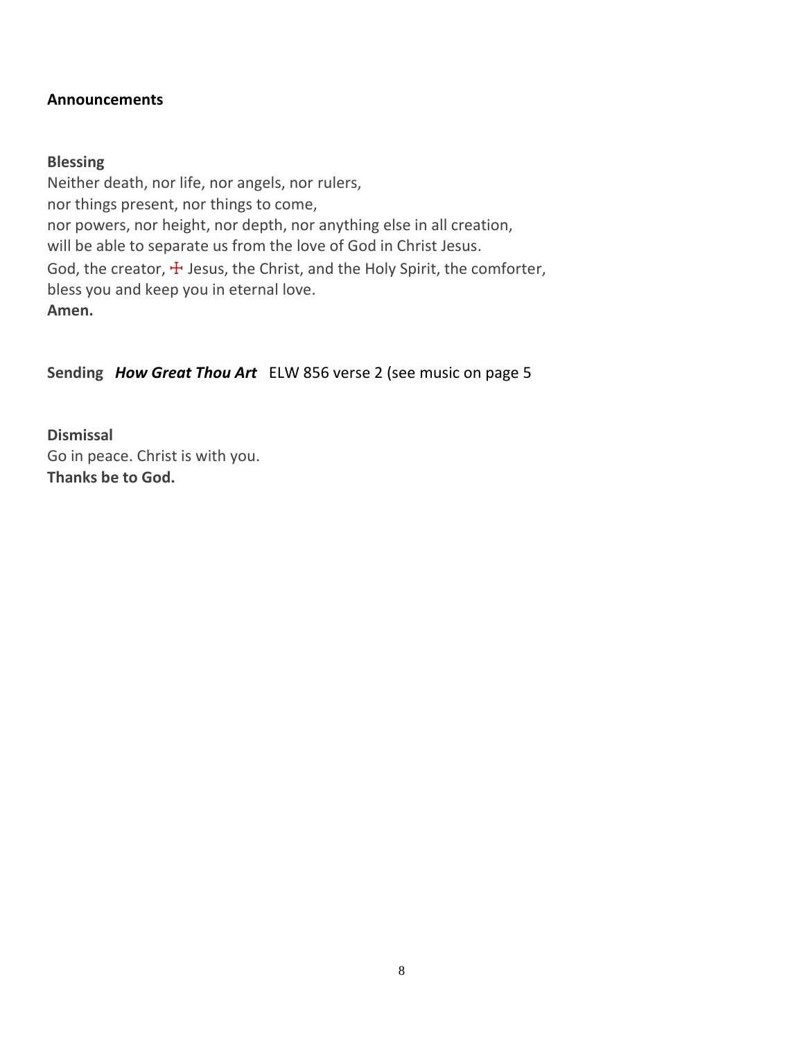**Announcements**

**Blessing**

Neither death, nor life, nor angels, nor rulers,
nor things present, nor things to come,
nor powers, nor height, nor depth, nor anything else in all creation,
will be able to separate us from the love of God in Christ Jesus.
God, the creator, ☩ Jesus, the Christ, and the Holy Spirit, the comforter,
bless you and keep you in eternal love.
**Amen.**

**Sending** ***How Great Thou Art*** ELW 856 verse 2 (see music on page 5

**Dismissal**

Go in peace. Christ is with you.
**Thanks be to God.**